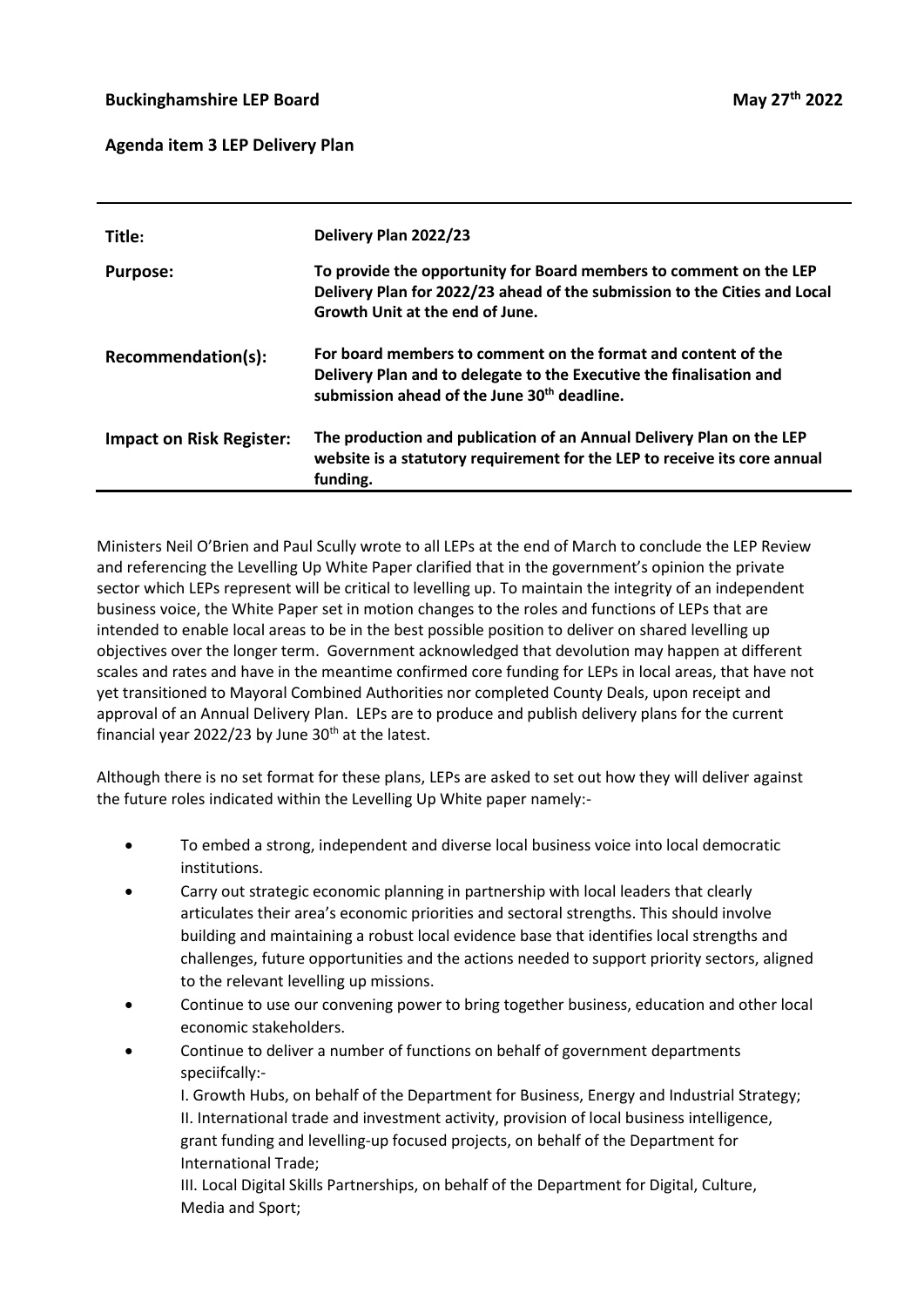**Buckinghamshire LEP Board** **May 27th 2022**

**Agenda item 3 LEP Delivery Plan**

| | |
|---|---|
| **Title:** | **Delivery Plan 2022/23** |
| **Purpose:** | **To provide the opportunity for Board members to comment on the LEP Delivery Plan for 2022/23 ahead of the submission to the Cities and Local Growth Unit at the end of June.** |
| **Recommendation(s):** | **For board members to comment on the format and content of the Delivery Plan and to delegate to the Executive the finalisation and submission ahead of the June 30th deadline.** |
| **Impact on Risk Register:** | **The production and publication of an Annual Delivery Plan on the LEP website is a statutory requirement for the LEP to receive its core annual funding.** |

Ministers Neil O'Brien and Paul Scully wrote to all LEPs at the end of March to conclude the LEP Review and referencing the Levelling Up White Paper clarified that in the government's opinion the private sector which LEPs represent will be critical to levelling up. To maintain the integrity of an independent business voice, the White Paper set in motion changes to the roles and functions of LEPs that are intended to enable local areas to be in the best possible position to deliver on shared levelling up objectives over the longer term. Government acknowledged that devolution may happen at different scales and rates and have in the meantime confirmed core funding for LEPs in local areas, that have not yet transitioned to Mayoral Combined Authorities nor completed County Deals, upon receipt and approval of an Annual Delivery Plan. LEPs are to produce and publish delivery plans for the current financial year 2022/23 by June 30th at the latest.

Although there is no set format for these plans, LEPs are asked to set out how they will deliver against the future roles indicated within the Levelling Up White paper namely:-

- To embed a strong, independent and diverse local business voice into local democratic institutions.
- Carry out strategic economic planning in partnership with local leaders that clearly articulates their area's economic priorities and sectoral strengths. This should involve building and maintaining a robust local evidence base that identifies local strengths and challenges, future opportunities and the actions needed to support priority sectors, aligned to the relevant levelling up missions.
- Continue to use our convening power to bring together business, education and other local economic stakeholders.
- Continue to deliver a number of functions on behalf of government departments speciifcally:-

  I. Growth Hubs, on behalf of the Department for Business, Energy and Industrial Strategy;
  II. International trade and investment activity, provision of local business intelligence, grant funding and levelling-up focused projects, on behalf of the Department for International Trade;
  III. Local Digital Skills Partnerships, on behalf of the Department for Digital, Culture, Media and Sport;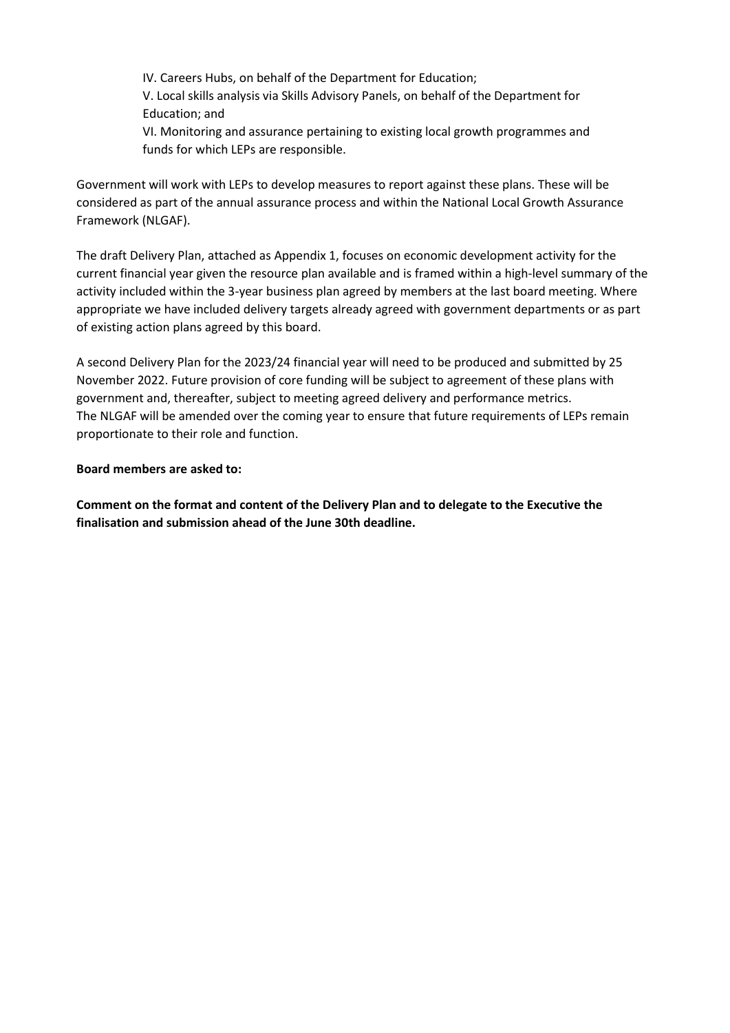IV. Careers Hubs, on behalf of the Department for Education;
V. Local skills analysis via Skills Advisory Panels, on behalf of the Department for Education; and
VI. Monitoring and assurance pertaining to existing local growth programmes and funds for which LEPs are responsible.

Government will work with LEPs to develop measures to report against these plans. These will be considered as part of the annual assurance process and within the National Local Growth Assurance Framework (NLGAF).

The draft Delivery Plan, attached as Appendix 1, focuses on economic development activity for the current financial year given the resource plan available and is framed within a high-level summary of the activity included within the 3-year business plan agreed by members at the last board meeting. Where appropriate we have included delivery targets already agreed with government departments or as part of existing action plans agreed by this board.

A second Delivery Plan for the 2023/24 financial year will need to be produced and submitted by 25 November 2022. Future provision of core funding will be subject to agreement of these plans with government and, thereafter, subject to meeting agreed delivery and performance metrics.
The NLGAF will be amended over the coming year to ensure that future requirements of LEPs remain proportionate to their role and function.

**Board members are asked to:**

**Comment on the format and content of the Delivery Plan and to delegate to the Executive the finalisation and submission ahead of the June 30th deadline.**